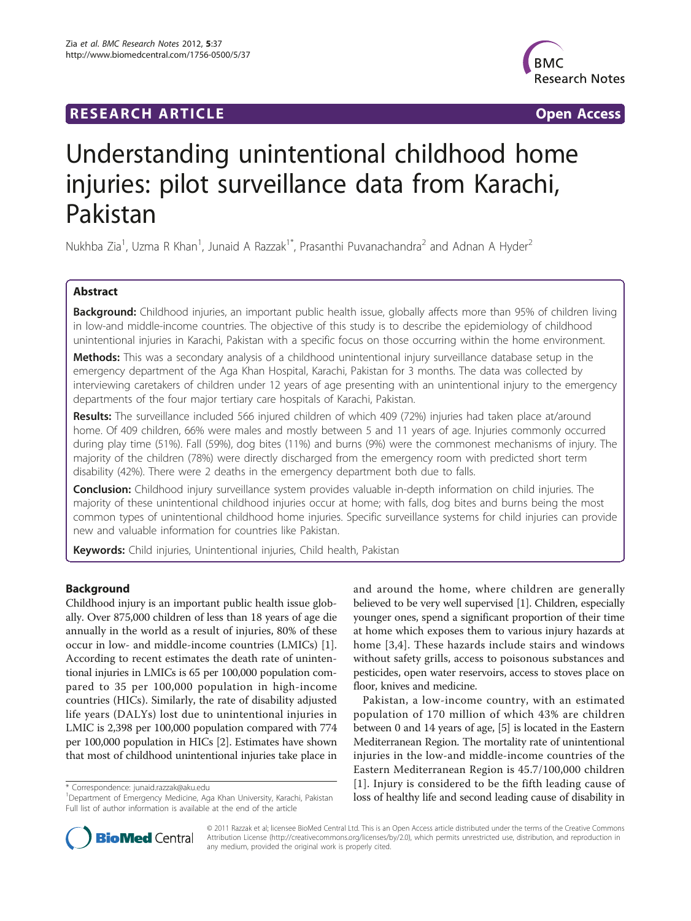**RESEARCH ARTICLE** **Open Access**

# Understanding unintentional childhood home injuries: pilot surveillance data from Karachi, Pakistan

Nukhba Zia[1], Uzma R Khan[1], Junaid A Razzak[1*], Prasanthi Puvanachandra[2] and Adnan A Hyder[2]

## Abstract

**Background:** Childhood injuries, an important public health issue, globally affects more than 95% of children living in low-and middle-income countries. The objective of this study is to describe the epidemiology of childhood unintentional injuries in Karachi, Pakistan with a specific focus on those occurring within the home environment.

**Methods:** This was a secondary analysis of a childhood unintentional injury surveillance database setup in the emergency department of the Aga Khan Hospital, Karachi, Pakistan for 3 months. The data was collected by interviewing caretakers of children under 12 years of age presenting with an unintentional injury to the emergency departments of the four major tertiary care hospitals of Karachi, Pakistan.

**Results:** The surveillance included 566 injured children of which 409 (72%) injuries had taken place at/around home. Of 409 children, 66% were males and mostly between 5 and 11 years of age. Injuries commonly occurred during play time (51%). Fall (59%), dog bites (11%) and burns (9%) were the commonest mechanisms of injury. The majority of the children (78%) were directly discharged from the emergency room with predicted short term disability (42%). There were 2 deaths in the emergency department both due to falls.

**Conclusion:** Childhood injury surveillance system provides valuable in-depth information on child injuries. The majority of these unintentional childhood injuries occur at home; with falls, dog bites and burns being the most common types of unintentional childhood home injuries. Specific surveillance systems for child injuries can provide new and valuable information for countries like Pakistan.

**Keywords:** Child injuries, Unintentional injuries, Child health, Pakistan

## Background

Childhood injury is an important public health issue globally. Over 875,000 children of less than 18 years of age die annually in the world as a result of injuries, 80% of these occur in low- and middle-income countries (LMICs) [1]. According to recent estimates the death rate of unintentional injuries in LMICs is 65 per 100,000 population compared to 35 per 100,000 population in high-income countries (HICs). Similarly, the rate of disability adjusted life years (DALYs) lost due to unintentional injuries in LMIC is 2,398 per 100,000 population compared with 774 per 100,000 population in HICs [2]. Estimates have shown that most of childhood unintentional injuries take place in and around the home, where children are generally believed to be very well supervised [1]. Children, especially younger ones, spend a significant proportion of their time at home which exposes them to various injury hazards at home [3,4]. These hazards include stairs and windows without safety grills, access to poisonous substances and pesticides, open water reservoirs, access to stoves place on floor, knives and medicine.

Pakistan, a low-income country, with an estimated population of 170 million of which 43% are children between 0 and 14 years of age, [5] is located in the Eastern Mediterranean Region. The mortality rate of unintentional injuries in the low-and middle-income countries of the Eastern Mediterranean Region is 45.7/100,000 children [1]. Injury is considered to be the fifth leading cause of loss of healthy life and second leading cause of disability in

\* Correspondence: junaid.razzak@aku.edu

[1]Department of Emergency Medicine, Aga Khan University, Karachi, Pakistan
Full list of author information is available at the end of the article

© 2011 Razzak et al; licensee BioMed Central Ltd. This is an Open Access article distributed under the terms of the Creative Commons Attribution License (http://creativecommons.org/licenses/by/2.0), which permits unrestricted use, distribution, and reproduction in any medium, provided the original work is properly cited.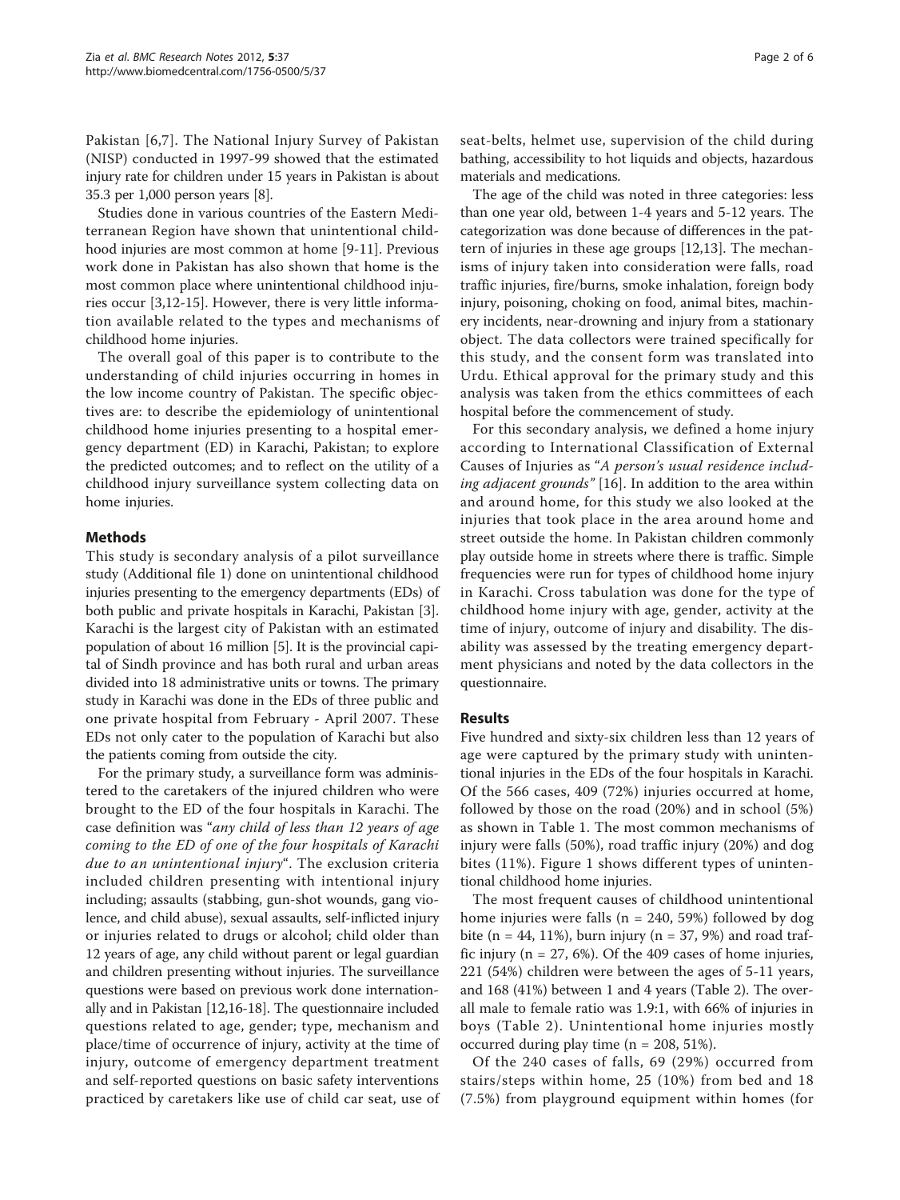Pakistan [6,7]. The National Injury Survey of Pakistan (NISP) conducted in 1997-99 showed that the estimated injury rate for children under 15 years in Pakistan is about 35.3 per 1,000 person years [8].

Studies done in various countries of the Eastern Mediterranean Region have shown that unintentional childhood injuries are most common at home [9-11]. Previous work done in Pakistan has also shown that home is the most common place where unintentional childhood injuries occur [3,12-15]. However, there is very little information available related to the types and mechanisms of childhood home injuries.

The overall goal of this paper is to contribute to the understanding of child injuries occurring in homes in the low income country of Pakistan. The specific objectives are: to describe the epidemiology of unintentional childhood home injuries presenting to a hospital emergency department (ED) in Karachi, Pakistan; to explore the predicted outcomes; and to reflect on the utility of a childhood injury surveillance system collecting data on home injuries.

## Methods

This study is secondary analysis of a pilot surveillance study (Additional file 1) done on unintentional childhood injuries presenting to the emergency departments (EDs) of both public and private hospitals in Karachi, Pakistan [3]. Karachi is the largest city of Pakistan with an estimated population of about 16 million [5]. It is the provincial capital of Sindh province and has both rural and urban areas divided into 18 administrative units or towns. The primary study in Karachi was done in the EDs of three public and one private hospital from February - April 2007. These EDs not only cater to the population of Karachi but also the patients coming from outside the city.

For the primary study, a surveillance form was administered to the caretakers of the injured children who were brought to the ED of the four hospitals in Karachi. The case definition was "*any child of less than 12 years of age coming to the ED of one of the four hospitals of Karachi due to an unintentional injury*". The exclusion criteria included children presenting with intentional injury including; assaults (stabbing, gun-shot wounds, gang violence, and child abuse), sexual assaults, self-inflicted injury or injuries related to drugs or alcohol; child older than 12 years of age, any child without parent or legal guardian and children presenting without injuries. The surveillance questions were based on previous work done internationally and in Pakistan [12,16-18]. The questionnaire included questions related to age, gender; type, mechanism and place/time of occurrence of injury, activity at the time of injury, outcome of emergency department treatment and self-reported questions on basic safety interventions practiced by caretakers like use of child car seat, use of seat-belts, helmet use, supervision of the child during bathing, accessibility to hot liquids and objects, hazardous materials and medications.

The age of the child was noted in three categories: less than one year old, between 1-4 years and 5-12 years. The categorization was done because of differences in the pattern of injuries in these age groups [12,13]. The mechanisms of injury taken into consideration were falls, road traffic injuries, fire/burns, smoke inhalation, foreign body injury, poisoning, choking on food, animal bites, machinery incidents, near-drowning and injury from a stationary object. The data collectors were trained specifically for this study, and the consent form was translated into Urdu. Ethical approval for the primary study and this analysis was taken from the ethics committees of each hospital before the commencement of study.

For this secondary analysis, we defined a home injury according to International Classification of External Causes of Injuries as "*A person's usual residence including adjacent grounds*" [16]. In addition to the area within and around home, for this study we also looked at the injuries that took place in the area around home and street outside the home. In Pakistan children commonly play outside home in streets where there is traffic. Simple frequencies were run for types of childhood home injury in Karachi. Cross tabulation was done for the type of childhood home injury with age, gender, activity at the time of injury, outcome of injury and disability. The disability was assessed by the treating emergency department physicians and noted by the data collectors in the questionnaire.

## Results

Five hundred and sixty-six children less than 12 years of age were captured by the primary study with unintentional injuries in the EDs of the four hospitals in Karachi. Of the 566 cases, 409 (72%) injuries occurred at home, followed by those on the road (20%) and in school (5%) as shown in Table 1. The most common mechanisms of injury were falls (50%), road traffic injury (20%) and dog bites (11%). Figure 1 shows different types of unintentional childhood home injuries.

The most frequent causes of childhood unintentional home injuries were falls (n = 240, 59%) followed by dog bite (n = 44, 11%), burn injury (n = 37, 9%) and road traffic injury (n = 27, 6%). Of the 409 cases of home injuries, 221 (54%) children were between the ages of 5-11 years, and 168 (41%) between 1 and 4 years (Table 2). The overall male to female ratio was 1.9:1, with 66% of injuries in boys (Table 2). Unintentional home injuries mostly occurred during play time (n = 208, 51%).

Of the 240 cases of falls, 69 (29%) occurred from stairs/steps within home, 25 (10%) from bed and 18 (7.5%) from playground equipment within homes (for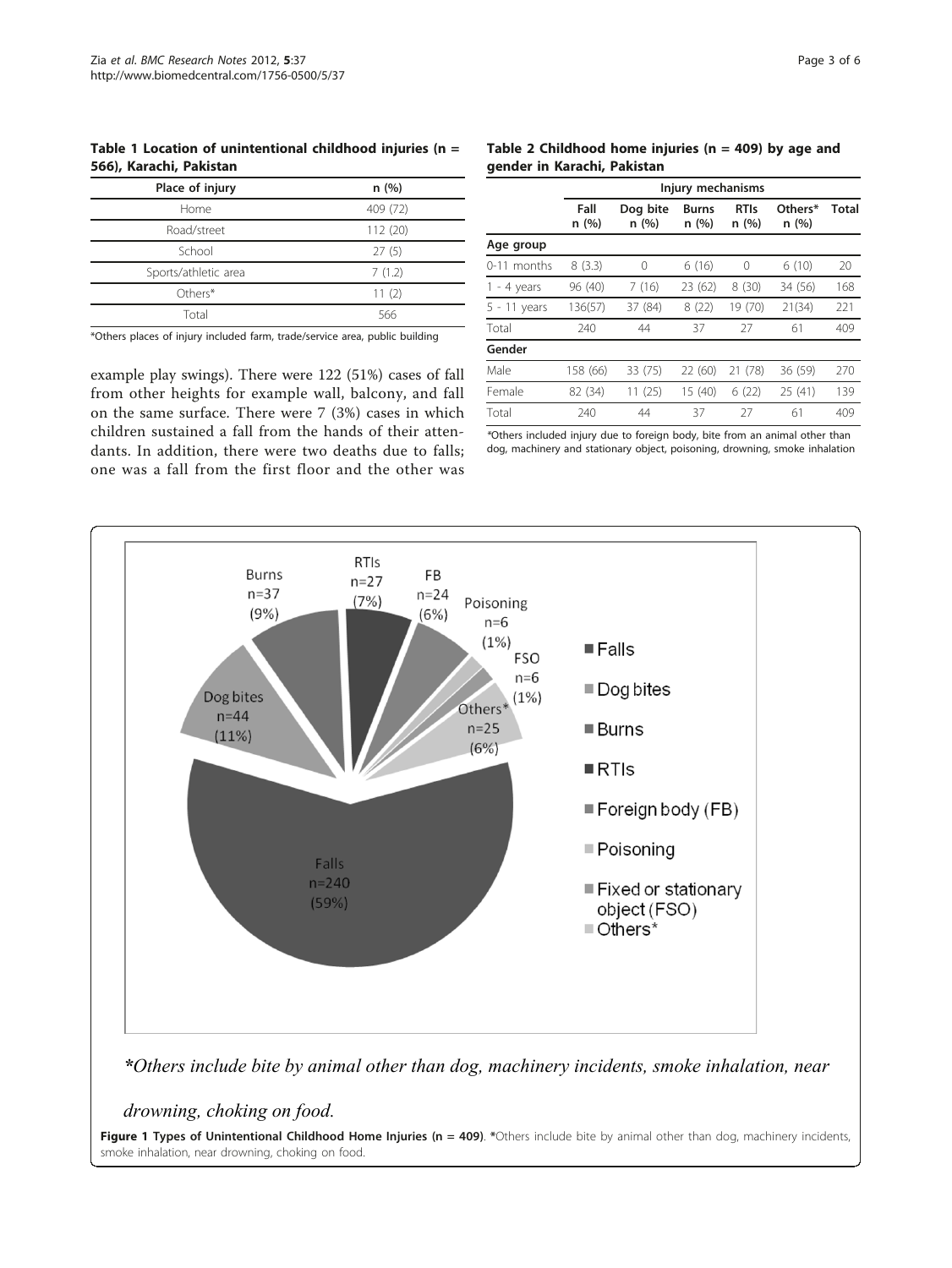**Table 1 Location of unintentional childhood injuries (n = 566), Karachi, Pakistan**

| Place of injury | n (%) |
|---|---|
| Home | 409 (72) |
| Road/street | 112 (20) |
| School | 27 (5) |
| Sports/athletic area | 7 (1.2) |
| Others* | 11 (2) |
| Total | 566 |

*Others places of injury included farm, trade/service area, public building

example play swings). There were 122 (51%) cases of fall from other heights for example wall, balcony, and fall on the same surface. There were 7 (3%) cases in which children sustained a fall from the hands of their attendants. In addition, there were two deaths due to falls; one was a fall from the first floor and the other was

**Table 2 Childhood home injuries (n = 409) by age and gender in Karachi, Pakistan**

| | Injury mechanisms | | | | | |
|---|---|---|---|---|---|---|
| | Fall n (%) | Dog bite n (%) | Burns n (%) | RTIs n (%) | Others* n (%) | Total |
| **Age group** | | | | | | |
| 0-11 months | 8 (3.3) | 0 | 6 (16) | 0 | 6 (10) | 20 |
| 1 - 4 years | 96 (40) | 7 (16) | 23 (62) | 8 (30) | 34 (56) | 168 |
| 5 - 11 years | 136(57) | 37 (84) | 8 (22) | 19 (70) | 21(34) | 221 |
| Total | 240 | 44 | 37 | 27 | 61 | 409 |
| **Gender** | | | | | | |
| Male | 158 (66) | 33 (75) | 22 (60) | 21 (78) | 36 (59) | 270 |
| Female | 82 (34) | 11 (25) | 15 (40) | 6 (22) | 25 (41) | 139 |
| Total | 240 | 44 | 37 | 27 | 61 | 409 |

*Others included injury due to foreign body, bite from an animal other than dog, machinery and stationary object, poisoning, drowning, smoke inhalation

**Figure 1 Types of Unintentional Childhood Home Injuries (n = 409)**. *Others include bite by animal other than dog, machinery incidents, smoke inhalation, near drowning, choking on food.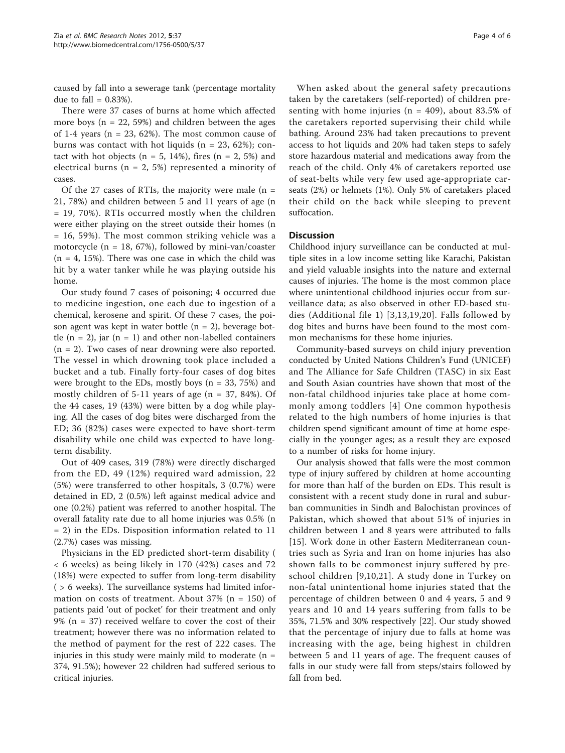caused by fall into a sewerage tank (percentage mortality due to fall = 0.83%).

There were 37 cases of burns at home which affected more boys (n = 22, 59%) and children between the ages of 1-4 years (n = 23, 62%). The most common cause of burns was contact with hot liquids (n = 23, 62%); contact with hot objects (n = 5, 14%), fires (n = 2, 5%) and electrical burns (n = 2, 5%) represented a minority of cases.

Of the 27 cases of RTIs, the majority were male (n = 21, 78%) and children between 5 and 11 years of age (n = 19, 70%). RTIs occurred mostly when the children were either playing on the street outside their homes (n = 16, 59%). The most common striking vehicle was a motorcycle (n = 18, 67%), followed by mini-van/coaster (n = 4, 15%). There was one case in which the child was hit by a water tanker while he was playing outside his home.

Our study found 7 cases of poisoning; 4 occurred due to medicine ingestion, one each due to ingestion of a chemical, kerosene and spirit. Of these 7 cases, the poison agent was kept in water bottle (n = 2), beverage bottle (n = 2), jar (n = 1) and other non-labelled containers (n = 2). Two cases of near drowning were also reported. The vessel in which drowning took place included a bucket and a tub. Finally forty-four cases of dog bites were brought to the EDs, mostly boys (n = 33, 75%) and mostly children of 5-11 years of age (n = 37, 84%). Of the 44 cases, 19 (43%) were bitten by a dog while playing. All the cases of dog bites were discharged from the ED; 36 (82%) cases were expected to have short-term disability while one child was expected to have long-term disability.

Out of 409 cases, 319 (78%) were directly discharged from the ED, 49 (12%) required ward admission, 22 (5%) were transferred to other hospitals, 3 (0.7%) were detained in ED, 2 (0.5%) left against medical advice and one (0.2%) patient was referred to another hospital. The overall fatality rate due to all home injuries was 0.5% (n = 2) in the EDs. Disposition information related to 11 (2.7%) cases was missing.

Physicians in the ED predicted short-term disability ( < 6 weeks) as being likely in 170 (42%) cases and 72 (18%) were expected to suffer from long-term disability ( > 6 weeks). The surveillance systems had limited information on costs of treatment. About 37% (n = 150) of patients paid 'out of pocket' for their treatment and only 9% (n = 37) received welfare to cover the cost of their treatment; however there was no information related to the method of payment for the rest of 222 cases. The injuries in this study were mainly mild to moderate (n = 374, 91.5%); however 22 children had suffered serious to critical injuries.

When asked about the general safety precautions taken by the caretakers (self-reported) of children presenting with home injuries (n = 409), about 83.5% of the caretakers reported supervising their child while bathing. Around 23% had taken precautions to prevent access to hot liquids and 20% had taken steps to safely store hazardous material and medications away from the reach of the child. Only 4% of caretakers reported use of seat-belts while very few used age-appropriate car-seats (2%) or helmets (1%). Only 5% of caretakers placed their child on the back while sleeping to prevent suffocation.

## Discussion

Childhood injury surveillance can be conducted at multiple sites in a low income setting like Karachi, Pakistan and yield valuable insights into the nature and external causes of injuries. The home is the most common place where unintentional childhood injuries occur from surveillance data; as also observed in other ED-based studies (Additional file 1) [3,13,19,20]. Falls followed by dog bites and burns have been found to the most common mechanisms for these home injuries.

Community-based surveys on child injury prevention conducted by United Nations Children's Fund (UNICEF) and The Alliance for Safe Children (TASC) in six East and South Asian countries have shown that most of the non-fatal childhood injuries take place at home commonly among toddlers [4] One common hypothesis related to the high numbers of home injuries is that children spend significant amount of time at home especially in the younger ages; as a result they are exposed to a number of risks for home injury.

Our analysis showed that falls were the most common type of injury suffered by children at home accounting for more than half of the burden on EDs. This result is consistent with a recent study done in rural and suburban communities in Sindh and Balochistan provinces of Pakistan, which showed that about 51% of injuries in children between 1 and 8 years were attributed to falls [15]. Work done in other Eastern Mediterranean countries such as Syria and Iran on home injuries has also shown falls to be commonest injury suffered by preschool children [9,10,21]. A study done in Turkey on non-fatal unintentional home injuries stated that the percentage of children between 0 and 4 years, 5 and 9 years and 10 and 14 years suffering from falls to be 35%, 71.5% and 30% respectively [22]. Our study showed that the percentage of injury due to falls at home was increasing with the age, being highest in children between 5 and 11 years of age. The frequent causes of falls in our study were fall from steps/stairs followed by fall from bed.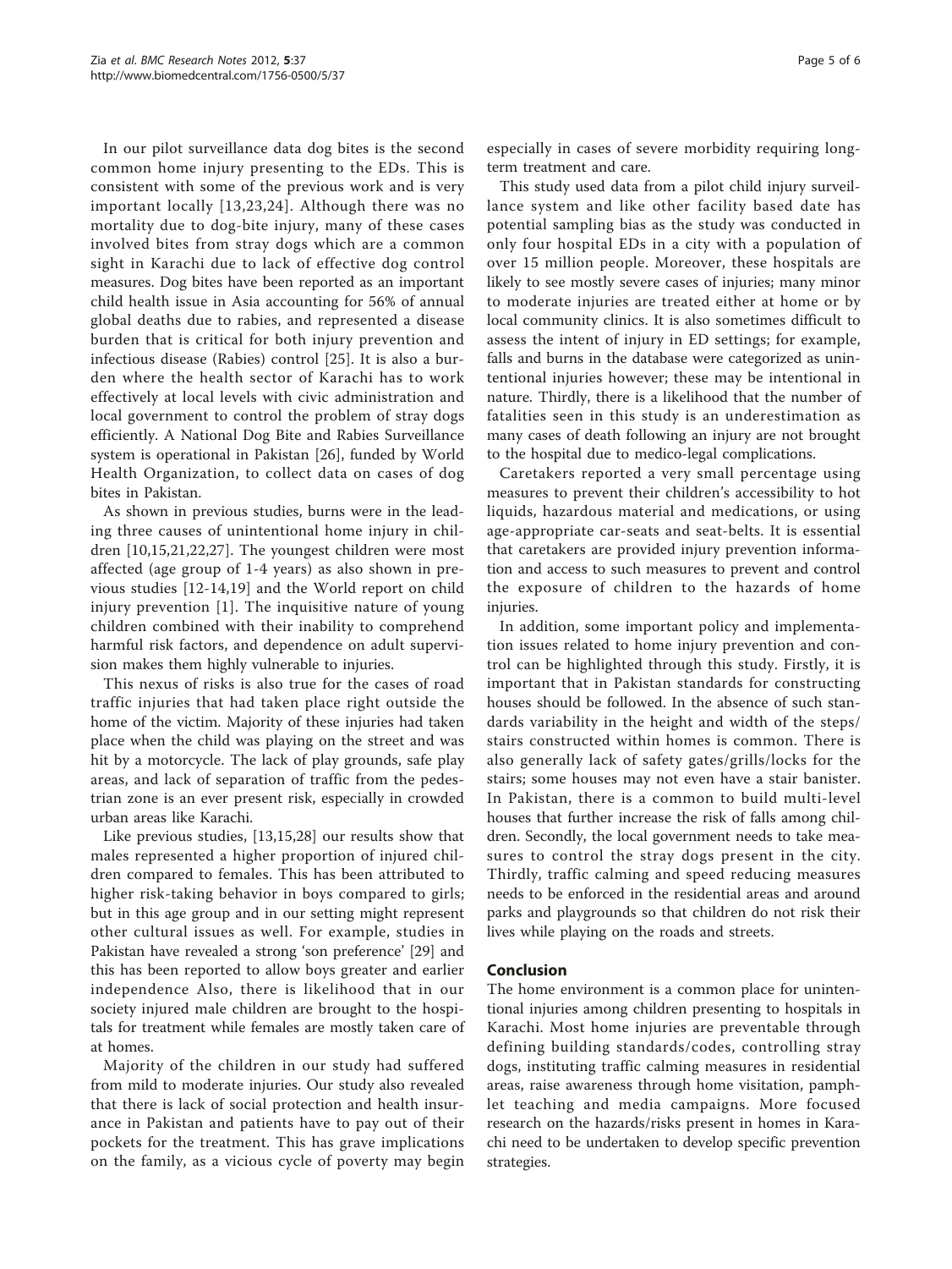In our pilot surveillance data dog bites is the second common home injury presenting to the EDs. This is consistent with some of the previous work and is very important locally [13,23,24]. Although there was no mortality due to dog-bite injury, many of these cases involved bites from stray dogs which are a common sight in Karachi due to lack of effective dog control measures. Dog bites have been reported as an important child health issue in Asia accounting for 56% of annual global deaths due to rabies, and represented a disease burden that is critical for both injury prevention and infectious disease (Rabies) control [25]. It is also a burden where the health sector of Karachi has to work effectively at local levels with civic administration and local government to control the problem of stray dogs efficiently. A National Dog Bite and Rabies Surveillance system is operational in Pakistan [26], funded by World Health Organization, to collect data on cases of dog bites in Pakistan.

As shown in previous studies, burns were in the leading three causes of unintentional home injury in children [10,15,21,22,27]. The youngest children were most affected (age group of 1-4 years) as also shown in previous studies [12-14,19] and the World report on child injury prevention [1]. The inquisitive nature of young children combined with their inability to comprehend harmful risk factors, and dependence on adult supervision makes them highly vulnerable to injuries.

This nexus of risks is also true for the cases of road traffic injuries that had taken place right outside the home of the victim. Majority of these injuries had taken place when the child was playing on the street and was hit by a motorcycle. The lack of play grounds, safe play areas, and lack of separation of traffic from the pedestrian zone is an ever present risk, especially in crowded urban areas like Karachi.

Like previous studies, [13,15,28] our results show that males represented a higher proportion of injured children compared to females. This has been attributed to higher risk-taking behavior in boys compared to girls; but in this age group and in our setting might represent other cultural issues as well. For example, studies in Pakistan have revealed a strong 'son preference' [29] and this has been reported to allow boys greater and earlier independence Also, there is likelihood that in our society injured male children are brought to the hospitals for treatment while females are mostly taken care of at homes.

Majority of the children in our study had suffered from mild to moderate injuries. Our study also revealed that there is lack of social protection and health insurance in Pakistan and patients have to pay out of their pockets for the treatment. This has grave implications on the family, as a vicious cycle of poverty may begin especially in cases of severe morbidity requiring long-term treatment and care.

This study used data from a pilot child injury surveillance system and like other facility based date has potential sampling bias as the study was conducted in only four hospital EDs in a city with a population of over 15 million people. Moreover, these hospitals are likely to see mostly severe cases of injuries; many minor to moderate injuries are treated either at home or by local community clinics. It is also sometimes difficult to assess the intent of injury in ED settings; for example, falls and burns in the database were categorized as unintentional injuries however; these may be intentional in nature. Thirdly, there is a likelihood that the number of fatalities seen in this study is an underestimation as many cases of death following an injury are not brought to the hospital due to medico-legal complications.

Caretakers reported a very small percentage using measures to prevent their children's accessibility to hot liquids, hazardous material and medications, or using age-appropriate car-seats and seat-belts. It is essential that caretakers are provided injury prevention information and access to such measures to prevent and control the exposure of children to the hazards of home injuries.

In addition, some important policy and implementation issues related to home injury prevention and control can be highlighted through this study. Firstly, it is important that in Pakistan standards for constructing houses should be followed. In the absence of such standards variability in the height and width of the steps/stairs constructed within homes is common. There is also generally lack of safety gates/grills/locks for the stairs; some houses may not even have a stair banister. In Pakistan, there is a common to build multi-level houses that further increase the risk of falls among children. Secondly, the local government needs to take measures to control the stray dogs present in the city. Thirdly, traffic calming and speed reducing measures needs to be enforced in the residential areas and around parks and playgrounds so that children do not risk their lives while playing on the roads and streets.

## Conclusion

The home environment is a common place for unintentional injuries among children presenting to hospitals in Karachi. Most home injuries are preventable through defining building standards/codes, controlling stray dogs, instituting traffic calming measures in residential areas, raise awareness through home visitation, pamphlet teaching and media campaigns. More focused research on the hazards/risks present in homes in Karachi need to be undertaken to develop specific prevention strategies.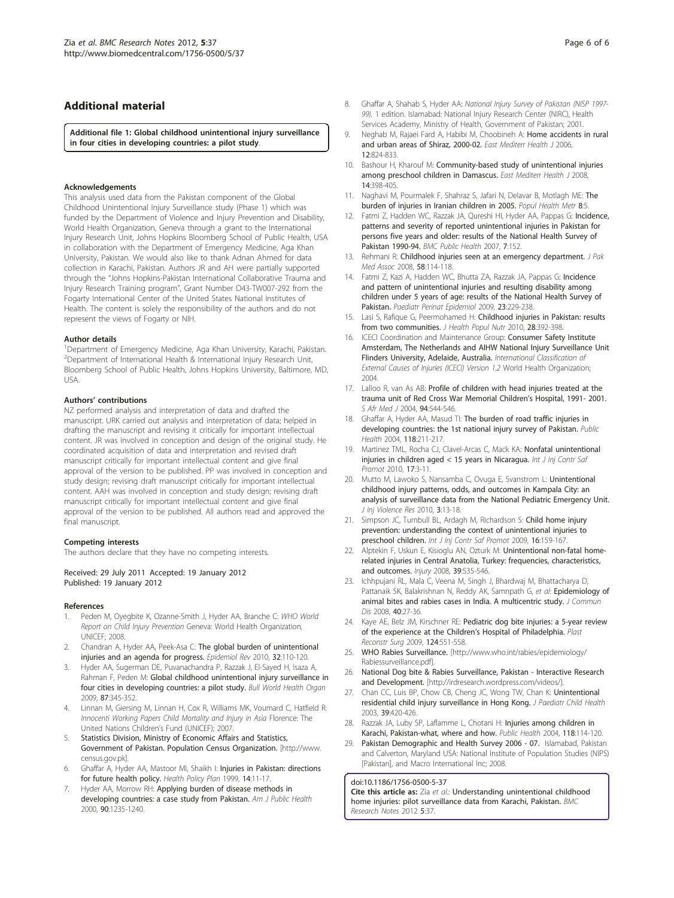## Additional material

**Additional file 1: Global childhood unintentional injury surveillance in four cities in developing countries: a pilot study**.

### Acknowledgements

This analysis used data from the Pakistan component of the Global Childhood Unintentional Injury Surveillance study (Phase 1) which was funded by the Department of Violence and Injury Prevention and Disability, World Health Organization, Geneva through a grant to the International Injury Research Unit, Johns Hopkins Bloomberg School of Public Health, USA in collaboration with the Department of Emergency Medicine, Aga Khan University, Pakistan. We would also like to thank Adnan Ahmed for data collection in Karachi, Pakistan. Authors JR and AH were partially supported through the "Johns Hopkins-Pakistan International Collaborative Trauma and Injury Research Training program", Grant Number D43-TW007-292 from the Fogarty International Center of the United States National Institutes of Health. The content is solely the responsibility of the authors and do not represent the views of Fogarty or NIH.

### Author details

[1]Department of Emergency Medicine, Aga Khan University, Karachi, Pakistan. [2]Department of International Health & International Injury Research Unit, Bloomberg School of Public Health, Johns Hopkins University, Baltimore, MD, USA.

### Authors' contributions

NZ performed analysis and interpretation of data and drafted the manuscript. URK carried out analysis and interpretation of data; helped in drafting the manuscript and revising it critically for important intellectual content. JR was involved in conception and design of the original study. He coordinated acquisition of data and interpretation and revised draft manuscript critically for important intellectual content and give final approval of the version to be published. PP was involved in conception and study design; revising draft manuscript critically for important intellectual content. AAH was involved in conception and study design; revising draft manuscript critically for important intellectual content and give final approval of the version to be published. All authors read and approved the final manuscript.

### Competing interests

The authors declare that they have no competing interests.

Received: 29 July 2011 Accepted: 19 January 2012
Published: 19 January 2012

### References

1. Peden M, Oyegbite K, Ozanne-Smith J, Hyder AA, Branche C: *WHO World Report on Child Injury Prevention* Geneva: World Health Organization, UNICEF; 2008.
2. Chandran A, Hyder AA, Peek-Asa C: **The global burden of unintentional injuries and an agenda for progress.** *Epidemiol Rev* 2010, **32**:110-120.
3. Hyder AA, Sugerman DE, Puvanachandra P, Razzak J, El-Sayed H, Isaza A, Rahman F, Peden M: **Global childhood unintentional injury surveillance in four cities in developing countries: a pilot study.** *Bull World Health Organ* 2009, **87**:345-352.
4. Linnan M, Giersing M, Linnan H, Cox R, Williams MK, Voumard C, Hatfield R: *Innocenti Working Papers Child Mortality and Injury in Asia* Florence: The United Nations Children's Fund (UNICEF); 2007.
5. **Statistics Division, Ministry of Economic Affairs and Statistics, Government of Pakistan. Population Census Organization.** [http://www.census.gov.pk].
6. Ghaffar A, Hyder AA, Mastoor MI, Shaikh I: **Injuries in Pakistan: directions for future health policy.** *Health Policy Plan* 1999, **14**:11-17.
7. Hyder AA, Morrow RH: **Applying burden of disease methods in developing countries: a case study from Pakistan.** *Am J Public Health* 2000, **90**:1235-1240.
8. Ghaffar A, Shahab S, Hyder AA: *National Injury Survey of Pakistan (NISP 1997-99).* 1 edition. Islamabad: National Injury Research Center (NIRC), Health Services Academy, Ministry of Health, Government of Pakistan; 2001.
9. Neghab M, Rajaei Fard A, Habibi M, Choobineh A: **Home accidents in rural and urban areas of Shiraz, 2000-02.** *East Mediterr Health J* 2006, **12**:824-833.
10. Bashour H, Kharouf M: **Community-based study of unintentional injuries among preschool children in Damascus.** *East Mediterr Health J* 2008, **14**:398-405.
11. Naghavi M, Pourmalek F, Shahraz S, Jafari N, Delavar B, Motlagh ME: **The burden of injuries in Iranian children in 2005.** *Popul Health Metr* **8**:5.
12. Fatmi Z, Hadden WC, Razzak JA, Qureshi HI, Hyder AA, Pappas G: **Incidence, patterns and severity of reported unintentional injuries in Pakistan for persons five years and older: results of the National Health Survey of Pakistan 1990-94.** *BMC Public Health* 2007, **7**:152.
13. Rehmani R: **Childhood injuries seen at an emergency department.** *J Pak Med Assoc* 2008, **58**:114-118.
14. Fatmi Z, Kazi A, Hadden WC, Bhutta ZA, Razzak JA, Pappas G: **Incidence and pattern of unintentional injuries and resulting disability among children under 5 years of age: results of the National Health Survey of Pakistan.** *Paediatr Perinat Epidemiol* 2009, **23**:229-238.
15. Lasi S, Rafique G, Peermohamed H: **Childhood injuries in Pakistan: results from two communities.** *J Health Popul Nutr* 2010, **28**:392-398.
16. ICECI Coordination and Maintenance Group: **Consumer Safety Institute Amsterdam, The Netherlands and AIHW National Injury Surveillance Unit Flinders University, Adelaide, Australia.** *International Classification of External Causes of Injuries (ICECI) Version 1.2* World Health Organization; 2004.
17. Lalloo R, van As AB: **Profile of children with head injuries treated at the trauma unit of Red Cross War Memorial Children's Hospital, 1991- 2001.** *S Afr Med J* 2004, **94**:544-546.
18. Ghaffar A, Hyder AA, Masud TI: **The burden of road traffic injuries in developing countries: the 1st national injury survey of Pakistan.** *Public Health* 2004, **118**:211-217.
19. Martinez TML, Rocha CJ, Clavel-Arcas C, Mack KA: **Nonfatal unintentional injuries in children aged < 15 years in Nicaragua.** *Int J Inj Contr Saf Promot* 2010, **17**:3-11.
20. Mutto M, Lawoko S, Nansamba C, Ovuga E, Svanstrom L: **Unintentional childhood injury patterns, odds, and outcomes in Kampala City: an analysis of surveillance data from the National Pediatric Emergency Unit.** *J Inj Violence Res* 2010, **3**:13-18.
21. Simpson JC, Turnbull BL, Ardagh M, Richardson S: **Child home injury prevention: understanding the context of unintentional injuries to preschool children.** *Int J Inj Contr Saf Promot* 2009, **16**:159-167.
22. Alptekin F, Uskun E, Kisioglu AN, Ozturk M: **Unintentional non-fatal home-related injuries in Central Anatolia, Turkey: frequencies, characteristics, and outcomes.** *Injury* 2008, **39**:535-546.
23. Ichhpujani RL, Mala C, Veena M, Singh J, Bhardwaj M, Bhattacharya D, Pattanaik SK, Balakrishnan N, Reddy AK, Samnpath G, *et al*: **Epidemiology of animal bites and rabies cases in India. A multicentric study.** *J Commun Dis* 2008, **40**:27-36.
24. Kaye AE, Belz JM, Kirschner RE: **Pediatric dog bite injuries: a 5-year review of the experience at the Children's Hospital of Philadelphia.** *Plast Reconstr Surg* 2009, **124**:551-558.
25. **WHO Rabies Surveillance.** [http://www.who.int/rabies/epidemiology/Rabiessurveillance.pdf].
26. **National Dog bite & Rabies Surveillance, Pakistan - Interactive Research and Development.** [http://irdresearch.wordpress.com/videos/].
27. Chan CC, Luis BP, Chow CB, Cheng JC, Wong TW, Chan K: **Unintentional residential child injury surveillance in Hong Kong.** *J Paediatr Child Health* 2003, **39**:420-426.
28. Razzak JA, Luby SP, Laflamme L, Chotani H: **Injuries among children in Karachi, Pakistan-what, where and how.** *Public Health* 2004, **118**:114-120.
29. Pakistan Demographic and Health Survey 2006 - 07. Islamabad, Pakistan and Calverton, Maryland USA: National Institute of Population Studies (NIPS) [Pakistan], and Macro International Inc; 2008.

doi:10.1186/1756-0500-5-37

**Cite this article as:** Zia *et al.*: Understanding unintentional childhood home injuries: pilot surveillance data from Karachi, Pakistan. *BMC Research Notes* 2012 **5**:37.